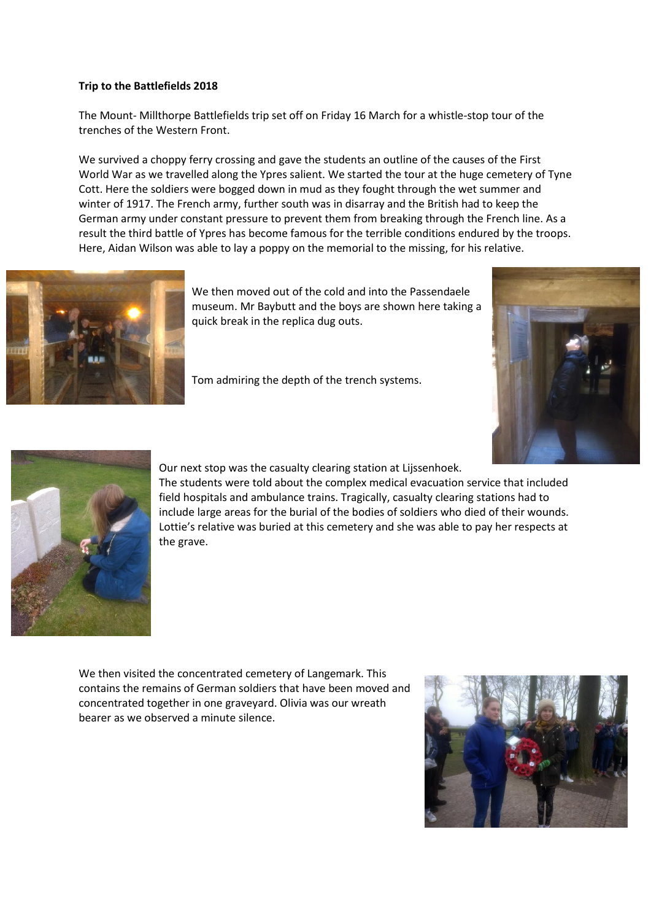**Trip to the Battlefields 2018**

The Mount- Millthorpe Battlefields trip set off on Friday 16 March for a whistle-stop tour of the trenches of the Western Front.

We survived a choppy ferry crossing and gave the students an outline of the causes of the First World War as we travelled along the Ypres salient. We started the tour at the huge cemetery of Tyne Cott. Here the soldiers were bogged down in mud as they fought through the wet summer and winter of 1917. The French army, further south was in disarray and the British had to keep the German army under constant pressure to prevent them from breaking through the French line. As a result the third battle of Ypres has become famous for the terrible conditions endured by the troops. Here, Aidan Wilson was able to lay a poppy on the memorial to the missing, for his relative.

We then moved out of the cold and into the Passendaele museum. Mr Baybutt and the boys are shown here taking a quick break in the replica dug outs.

Tom admiring the depth of the trench systems.

Our next stop was the casualty clearing station at Lijssenhoek.
The students were told about the complex medical evacuation service that included field hospitals and ambulance trains. Tragically, casualty clearing stations had to include large areas for the burial of the bodies of soldiers who died of their wounds. Lottie's relative was buried at this cemetery and she was able to pay her respects at the grave.

We then visited the concentrated cemetery of Langemark. This contains the remains of German soldiers that have been moved and concentrated together in one graveyard. Olivia was our wreath bearer as we observed a minute silence.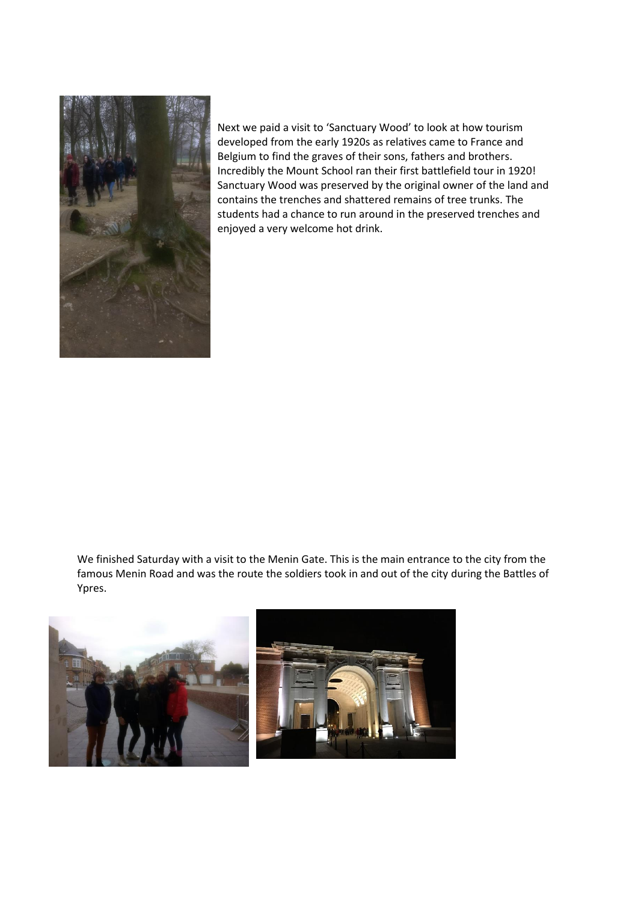Next we paid a visit to 'Sanctuary Wood' to look at how tourism developed from the early 1920s as relatives came to France and Belgium to find the graves of their sons, fathers and brothers. Incredibly the Mount School ran their first battlefield tour in 1920! Sanctuary Wood was preserved by the original owner of the land and contains the trenches and shattered remains of tree trunks. The students had a chance to run around in the preserved trenches and enjoyed a very welcome hot drink.

We finished Saturday with a visit to the Menin Gate. This is the main entrance to the city from the famous Menin Road and was the route the soldiers took in and out of the city during the Battles of Ypres.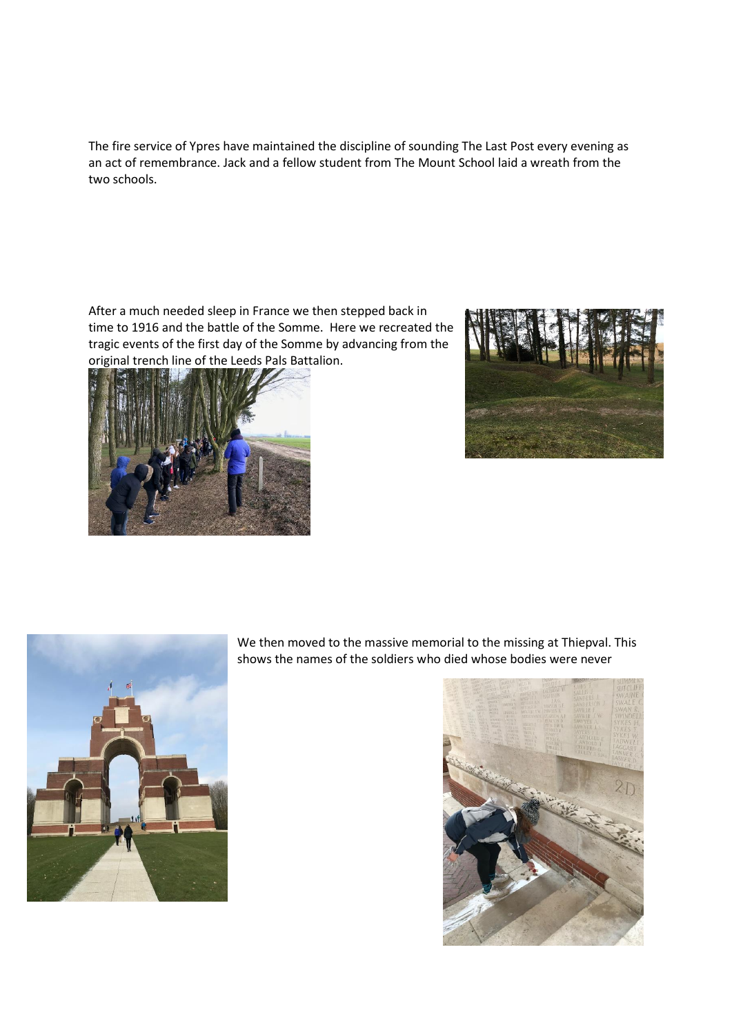The fire service of Ypres have maintained the discipline of sounding The Last Post every evening as an act of remembrance. Jack and a fellow student from The Mount School laid a wreath from the two schools.

After a much needed sleep in France we then stepped back in time to 1916 and the battle of the Somme. Here we recreated the tragic events of the first day of the Somme by advancing from the original trench line of the Leeds Pals Battalion.

We then moved to the massive memorial to the missing at Thiepval. This shows the names of the soldiers who died whose bodies were never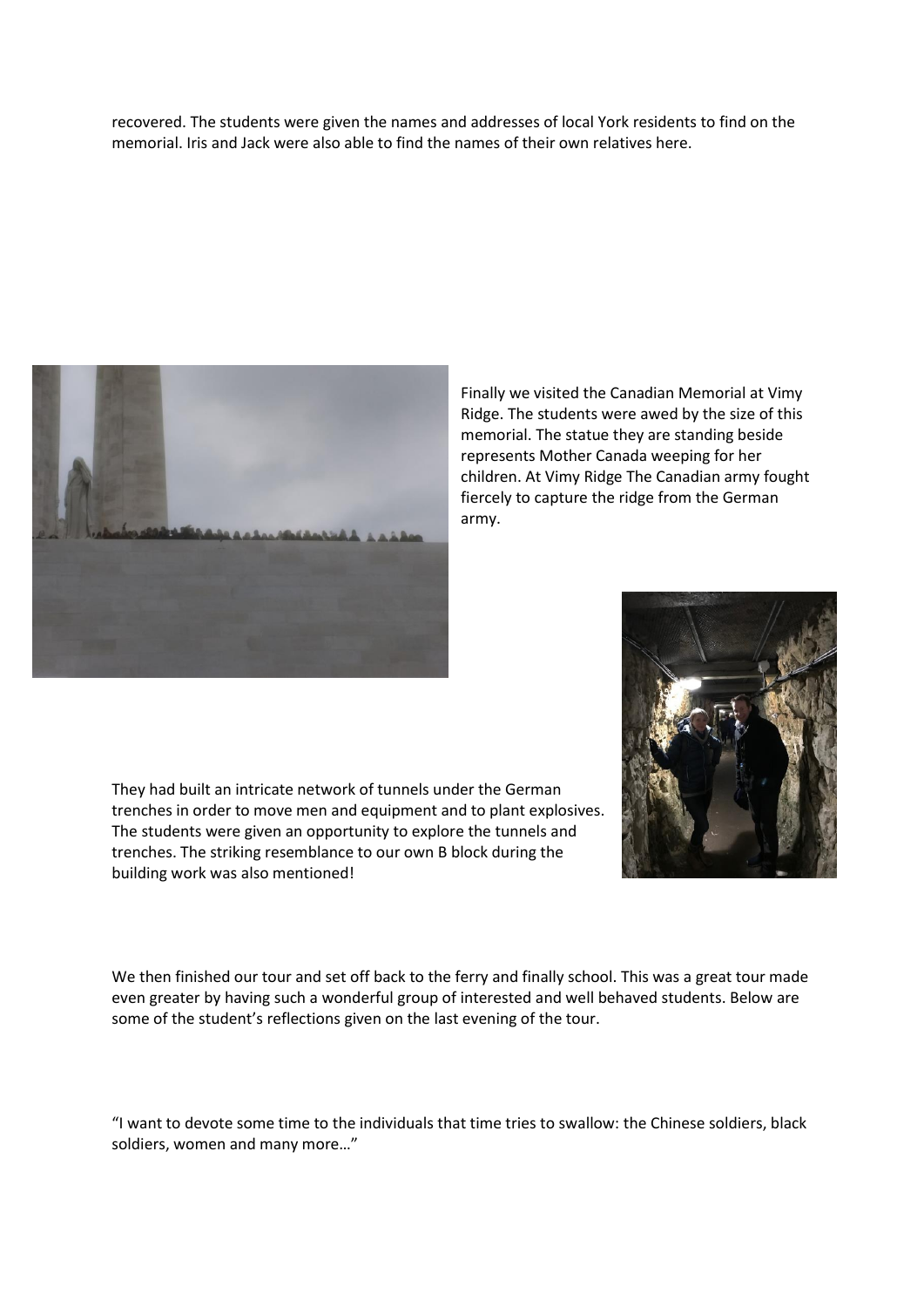recovered. The students were given the names and addresses of local York residents to find on the memorial. Iris and Jack were also able to find the names of their own relatives here.

Finally we visited the Canadian Memorial at Vimy Ridge. The students were awed by the size of this memorial. The statue they are standing beside represents Mother Canada weeping for her children. At Vimy Ridge The Canadian army fought fiercely to capture the ridge from the German army.

They had built an intricate network of tunnels under the German trenches in order to move men and equipment and to plant explosives. The students were given an opportunity to explore the tunnels and trenches. The striking resemblance to our own B block during the building work was also mentioned!

We then finished our tour and set off back to the ferry and finally school. This was a great tour made even greater by having such a wonderful group of interested and well behaved students. Below are some of the student's reflections given on the last evening of the tour.

"I want to devote some time to the individuals that time tries to swallow: the Chinese soldiers, black soldiers, women and many more…"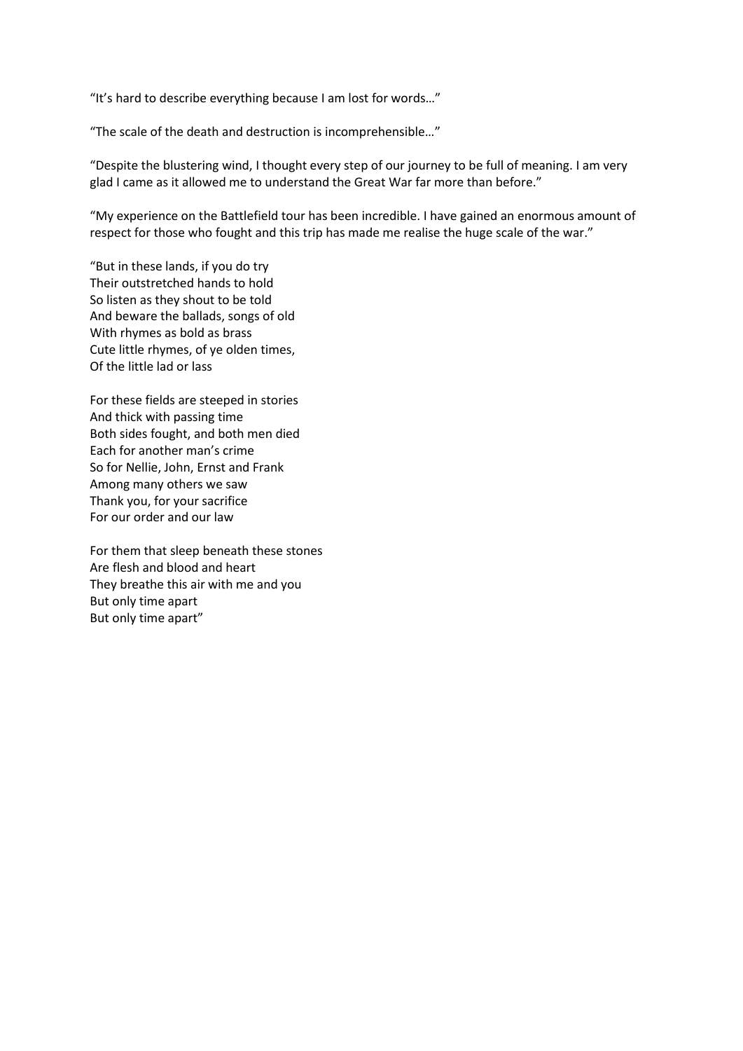"It's hard to describe everything because I am lost for words…"

"The scale of the death and destruction is incomprehensible…"

"Despite the blustering wind, I thought every step of our journey to be full of meaning. I am very glad I came as it allowed me to understand the Great War far more than before."

"My experience on the Battlefield tour has been incredible. I have gained an enormous amount of respect for those who fought and this trip has made me realise the huge scale of the war."

"But in these lands, if you do try  
Their outstretched hands to hold  
So listen as they shout to be told  
And beware the ballads, songs of old  
With rhymes as bold as brass  
Cute little rhymes, of ye olden times,  
Of the little lad or lass

For these fields are steeped in stories  
And thick with passing time  
Both sides fought, and both men died  
Each for another man's crime  
So for Nellie, John, Ernst and Frank  
Among many others we saw  
Thank you, for your sacrifice  
For our order and our law

For them that sleep beneath these stones  
Are flesh and blood and heart  
They breathe this air with me and you  
But only time apart  
But only time apart"